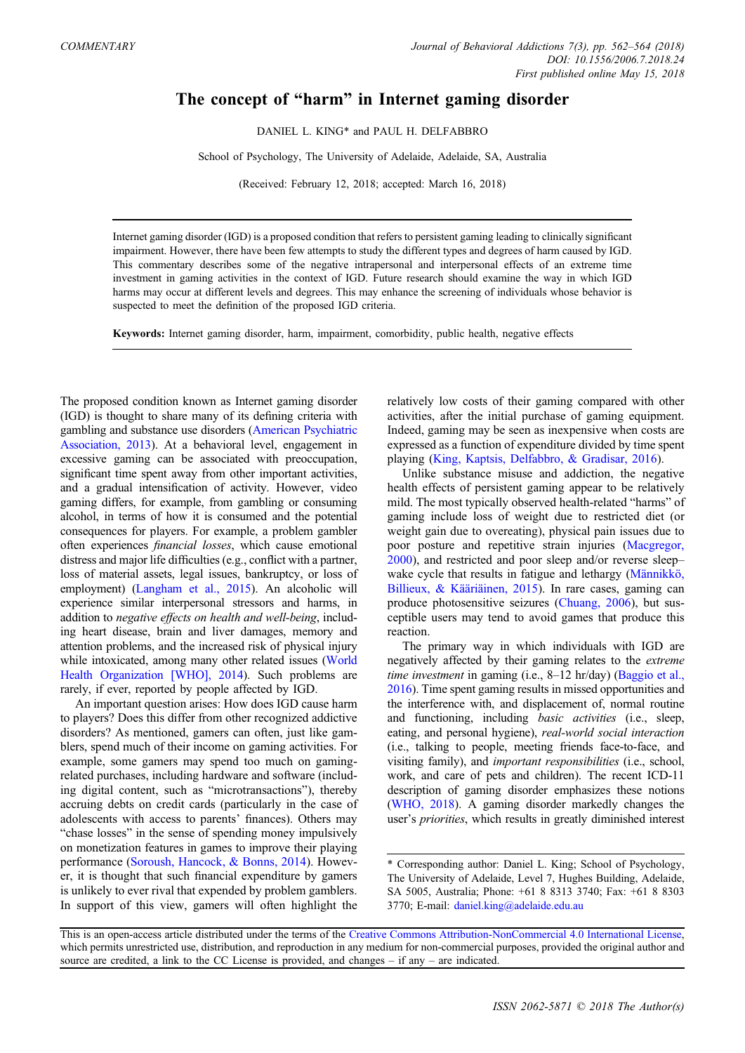COMMENTARY

# The concept of "harm" in Internet gaming disorder

DANIEL L. KING* and PAUL H. DELFABBRO

School of Psychology, The University of Adelaide, Adelaide, SA, Australia

(Received: February 12, 2018; accepted: March 16, 2018)

Internet gaming disorder (IGD) is a proposed condition that refers to persistent gaming leading to clinically significant impairment. However, there have been few attempts to study the different types and degrees of harm caused by IGD. This commentary describes some of the negative intrapersonal and interpersonal effects of an extreme time investment in gaming activities in the context of IGD. Future research should examine the way in which IGD harms may occur at different levels and degrees. This may enhance the screening of individuals whose behavior is suspected to meet the definition of the proposed IGD criteria.

**Keywords:** Internet gaming disorder, harm, impairment, comorbidity, public health, negative effects

The proposed condition known as Internet gaming disorder (IGD) is thought to share many of its defining criteria with gambling and substance use disorders (American Psychiatric Association, 2013). At a behavioral level, engagement in excessive gaming can be associated with preoccupation, significant time spent away from other important activities, and a gradual intensification of activity. However, video gaming differs, for example, from gambling or consuming alcohol, in terms of how it is consumed and the potential consequences for players. For example, a problem gambler often experiences *financial losses*, which cause emotional distress and major life difficulties (e.g., conflict with a partner, loss of material assets, legal issues, bankruptcy, or loss of employment) (Langham et al., 2015). An alcoholic will experience similar interpersonal stressors and harms, in addition to *negative effects on health and well-being*, including heart disease, brain and liver damages, memory and attention problems, and the increased risk of physical injury while intoxicated, among many other related issues (World Health Organization [WHO], 2014). Such problems are rarely, if ever, reported by people affected by IGD.

An important question arises: How does IGD cause harm to players? Does this differ from other recognized addictive disorders? As mentioned, gamers can often, just like gamblers, spend much of their income on gaming activities. For example, some gamers may spend too much on gaming-related purchases, including hardware and software (including digital content, such as "microtransactions"), thereby accruing debts on credit cards (particularly in the case of adolescents with access to parents' finances). Others may "chase losses" in the sense of spending money impulsively on monetization features in games to improve their playing performance (Soroush, Hancock, & Bonns, 2014). However, it is thought that such financial expenditure by gamers is unlikely to ever rival that expended by problem gamblers. In support of this view, gamers will often highlight the relatively low costs of their gaming compared with other activities, after the initial purchase of gaming equipment. Indeed, gaming may be seen as inexpensive when costs are expressed as a function of expenditure divided by time spent playing (King, Kaptsis, Delfabbro, & Gradisar, 2016).

Unlike substance misuse and addiction, the negative health effects of persistent gaming appear to be relatively mild. The most typically observed health-related "harms" of gaming include loss of weight due to restricted diet (or weight gain due to overeating), physical pain issues due to poor posture and repetitive strain injuries (Macgregor, 2000), and restricted and poor sleep and/or reverse sleep–wake cycle that results in fatigue and lethargy (Männikkö, Billieux, & Kääriäinen, 2015). In rare cases, gaming can produce photosensitive seizures (Chuang, 2006), but susceptible users may tend to avoid games that produce this reaction.

The primary way in which individuals with IGD are negatively affected by their gaming relates to the *extreme time investment* in gaming (i.e., 8–12 hr/day) (Baggio et al., 2016). Time spent gaming results in missed opportunities and the interference with, and displacement of, normal routine and functioning, including *basic activities* (i.e., sleep, eating, and personal hygiene), *real-world social interaction* (i.e., talking to people, meeting friends face-to-face, and visiting family), and *important responsibilities* (i.e., school, work, and care of pets and children). The recent ICD-11 description of gaming disorder emphasizes these notions (WHO, 2018). A gaming disorder markedly changes the user's *priorities*, which results in greatly diminished interest

\* Corresponding author: Daniel L. King; School of Psychology, The University of Adelaide, Level 7, Hughes Building, Adelaide, SA 5005, Australia; Phone: +61 8 8313 3740; Fax: +61 8 8303 3770; E-mail: daniel.king@adelaide.edu.au

This is an open-access article distributed under the terms of the Creative Commons Attribution-NonCommercial 4.0 International License, which permits unrestricted use, distribution, and reproduction in any medium for non-commercial purposes, provided the original author and source are credited, a link to the CC License is provided, and changes – if any – are indicated.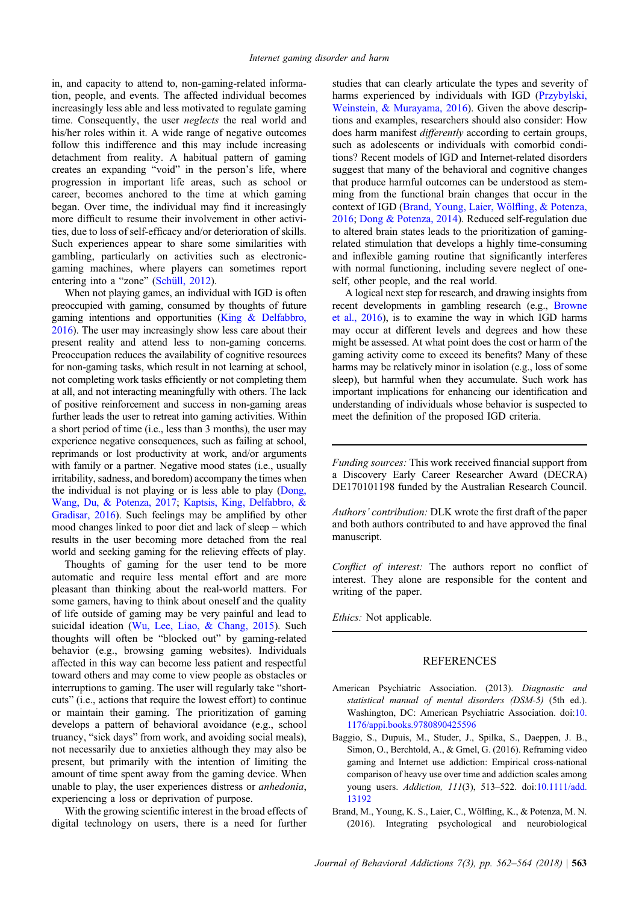in, and capacity to attend to, non-gaming-related information, people, and events. The affected individual becomes increasingly less able and less motivated to regulate gaming time. Consequently, the user *neglects* the real world and his/her roles within it. A wide range of negative outcomes follow this indifference and this may include increasing detachment from reality. A habitual pattern of gaming creates an expanding "void" in the person's life, where progression in important life areas, such as school or career, becomes anchored to the time at which gaming began. Over time, the individual may find it increasingly more difficult to resume their involvement in other activities, due to loss of self-efficacy and/or deterioration of skills. Such experiences appear to share some similarities with gambling, particularly on activities such as electronic-gaming machines, where players can sometimes report entering into a "zone" (Schüll, 2012).

When not playing games, an individual with IGD is often preoccupied with gaming, consumed by thoughts of future gaming intentions and opportunities (King & Delfabbro, 2016). The user may increasingly show less care about their present reality and attend less to non-gaming concerns. Preoccupation reduces the availability of cognitive resources for non-gaming tasks, which result in not learning at school, not completing work tasks efficiently or not completing them at all, and not interacting meaningfully with others. The lack of positive reinforcement and success in non-gaming areas further leads the user to retreat into gaming activities. Within a short period of time (i.e., less than 3 months), the user may experience negative consequences, such as failing at school, reprimands or lost productivity at work, and/or arguments with family or a partner. Negative mood states (i.e., usually irritability, sadness, and boredom) accompany the times when the individual is not playing or is less able to play (Dong, Wang, Du, & Potenza, 2017; Kaptsis, King, Delfabbro, & Gradisar, 2016). Such feelings may be amplified by other mood changes linked to poor diet and lack of sleep – which results in the user becoming more detached from the real world and seeking gaming for the relieving effects of play.

Thoughts of gaming for the user tend to be more automatic and require less mental effort and are more pleasant than thinking about the real-world matters. For some gamers, having to think about oneself and the quality of life outside of gaming may be very painful and lead to suicidal ideation (Wu, Lee, Liao, & Chang, 2015). Such thoughts will often be "blocked out" by gaming-related behavior (e.g., browsing gaming websites). Individuals affected in this way can become less patient and respectful toward others and may come to view people as obstacles or interruptions to gaming. The user will regularly take "shortcuts" (i.e., actions that require the lowest effort) to continue or maintain their gaming. The prioritization of gaming develops a pattern of behavioral avoidance (e.g., school truancy, "sick days" from work, and avoiding social meals), not necessarily due to anxieties although they may also be present, but primarily with the intention of limiting the amount of time spent away from the gaming device. When unable to play, the user experiences distress or *anhedonia*, experiencing a loss or deprivation of purpose.

With the growing scientific interest in the broad effects of digital technology on users, there is a need for further studies that can clearly articulate the types and severity of harms experienced by individuals with IGD (Przybylski, Weinstein, & Murayama, 2016). Given the above descriptions and examples, researchers should also consider: How does harm manifest *differently* according to certain groups, such as adolescents or individuals with comorbid conditions? Recent models of IGD and Internet-related disorders suggest that many of the behavioral and cognitive changes that produce harmful outcomes can be understood as stemming from the functional brain changes that occur in the context of IGD (Brand, Young, Laier, Wölfling, & Potenza, 2016; Dong & Potenza, 2014). Reduced self-regulation due to altered brain states leads to the prioritization of gaming-related stimulation that develops a highly time-consuming and inflexible gaming routine that significantly interferes with normal functioning, including severe neglect of oneself, other people, and the real world.

A logical next step for research, and drawing insights from recent developments in gambling research (e.g., Browne et al., 2016), is to examine the way in which IGD harms may occur at different levels and degrees and how these might be assessed. At what point does the cost or harm of the gaming activity come to exceed its benefits? Many of these harms may be relatively minor in isolation (e.g., loss of some sleep), but harmful when they accumulate. Such work has important implications for enhancing our identification and understanding of individuals whose behavior is suspected to meet the definition of the proposed IGD criteria.

---

*Funding sources:* This work received financial support from a Discovery Early Career Researcher Award (DECRA) DE170101198 funded by the Australian Research Council.

*Authors' contribution:* DLK wrote the first draft of the paper and both authors contributed to and have approved the final manuscript.

*Conflict of interest:* The authors report no conflict of interest. They alone are responsible for the content and writing of the paper.

*Ethics:* Not applicable.

---

## REFERENCES

American Psychiatric Association. (2013). *Diagnostic and statistical manual of mental disorders (DSM-5)* (5th ed.). Washington, DC: American Psychiatric Association. doi:10.1176/appi.books.9780890425596

Baggio, S., Dupuis, M., Studer, J., Spilka, S., Daeppen, J. B., Simon, O., Berchtold, A., & Gmel, G. (2016). Reframing video gaming and Internet use addiction: Empirical cross-national comparison of heavy use over time and addiction scales among young users. *Addiction, 111*(3), 513–522. doi:10.1111/add.13192

Brand, M., Young, K. S., Laier, C., Wölfling, K., & Potenza, M. N. (2016). Integrating psychological and neurobiological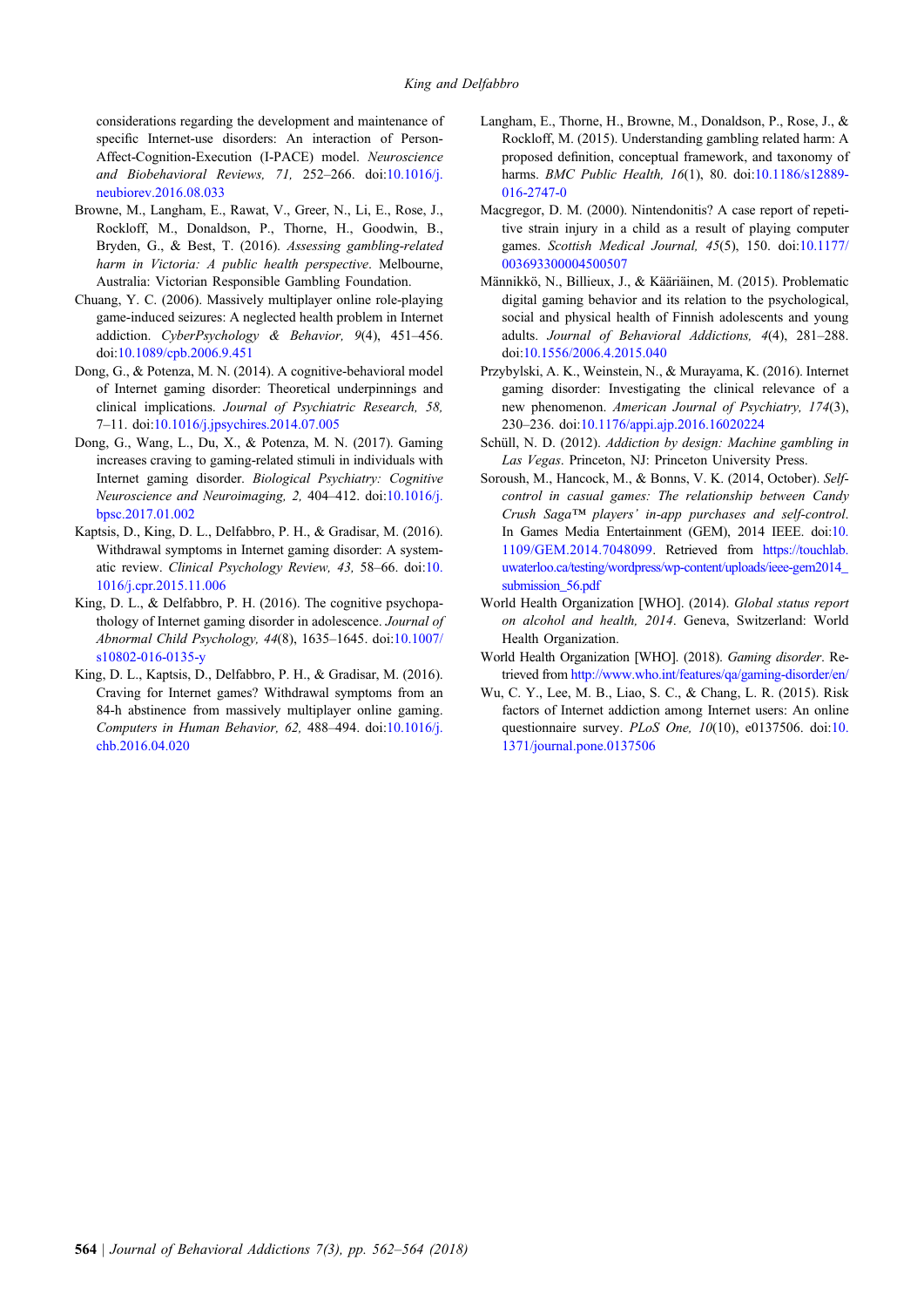considerations regarding the development and maintenance of specific Internet-use disorders: An interaction of Person-Affect-Cognition-Execution (I-PACE) model. *Neuroscience and Biobehavioral Reviews, 71,* 252–266. doi:10.1016/j.neubiorev.2016.08.033

Browne, M., Langham, E., Rawat, V., Greer, N., Li, E., Rose, J., Rockloff, M., Donaldson, P., Thorne, H., Goodwin, B., Bryden, G., & Best, T. (2016). *Assessing gambling-related harm in Victoria: A public health perspective*. Melbourne, Australia: Victorian Responsible Gambling Foundation.

Chuang, Y. C. (2006). Massively multiplayer online role-playing game-induced seizures: A neglected health problem in Internet addiction. *CyberPsychology & Behavior, 9*(4), 451–456. doi:10.1089/cpb.2006.9.451

Dong, G., & Potenza, M. N. (2014). A cognitive-behavioral model of Internet gaming disorder: Theoretical underpinnings and clinical implications. *Journal of Psychiatric Research, 58,* 7–11. doi:10.1016/j.jpsychires.2014.07.005

Dong, G., Wang, L., Du, X., & Potenza, M. N. (2017). Gaming increases craving to gaming-related stimuli in individuals with Internet gaming disorder. *Biological Psychiatry: Cognitive Neuroscience and Neuroimaging, 2,* 404–412. doi:10.1016/j.bpsc.2017.01.002

Kaptsis, D., King, D. L., Delfabbro, P. H., & Gradisar, M. (2016). Withdrawal symptoms in Internet gaming disorder: A systematic review. *Clinical Psychology Review, 43,* 58–66. doi:10.1016/j.cpr.2015.11.006

King, D. L., & Delfabbro, P. H. (2016). The cognitive psychopathology of Internet gaming disorder in adolescence. *Journal of Abnormal Child Psychology, 44*(8), 1635–1645. doi:10.1007/s10802-016-0135-y

King, D. L., Kaptsis, D., Delfabbro, P. H., & Gradisar, M. (2016). Craving for Internet games? Withdrawal symptoms from an 84-h abstinence from massively multiplayer online gaming. *Computers in Human Behavior, 62,* 488–494. doi:10.1016/j.chb.2016.04.020

Langham, E., Thorne, H., Browne, M., Donaldson, P., Rose, J., & Rockloff, M. (2015). Understanding gambling related harm: A proposed definition, conceptual framework, and taxonomy of harms. *BMC Public Health, 16*(1), 80. doi:10.1186/s12889-016-2747-0

Macgregor, D. M. (2000). Nintendonitis? A case report of repetitive strain injury in a child as a result of playing computer games. *Scottish Medical Journal, 45*(5), 150. doi:10.1177/003693300004500507

Männikkö, N., Billieux, J., & Kääriäinen, M. (2015). Problematic digital gaming behavior and its relation to the psychological, social and physical health of Finnish adolescents and young adults. *Journal of Behavioral Addictions, 4*(4), 281–288. doi:10.1556/2006.4.2015.040

Przybylski, A. K., Weinstein, N., & Murayama, K. (2016). Internet gaming disorder: Investigating the clinical relevance of a new phenomenon. *American Journal of Psychiatry, 174*(3), 230–236. doi:10.1176/appi.ajp.2016.16020224

Schüll, N. D. (2012). *Addiction by design: Machine gambling in Las Vegas*. Princeton, NJ: Princeton University Press.

Soroush, M., Hancock, M., & Bonns, V. K. (2014, October). *Self-control in casual games: The relationship between Candy Crush Saga™ players' in-app purchases and self-control*. In Games Media Entertainment (GEM), 2014 IEEE. doi:10.1109/GEM.2014.7048099. Retrieved from https://touchlab.uwaterloo.ca/testing/wordpress/wp-content/uploads/ieee-gem2014_submission_56.pdf

World Health Organization [WHO]. (2014). *Global status report on alcohol and health, 2014*. Geneva, Switzerland: World Health Organization.

World Health Organization [WHO]. (2018). *Gaming disorder*. Retrieved from http://www.who.int/features/qa/gaming-disorder/en/

Wu, C. Y., Lee, M. B., Liao, S. C., & Chang, L. R. (2015). Risk factors of Internet addiction among Internet users: An online questionnaire survey. *PLoS One, 10*(10), e0137506. doi:10.1371/journal.pone.0137506